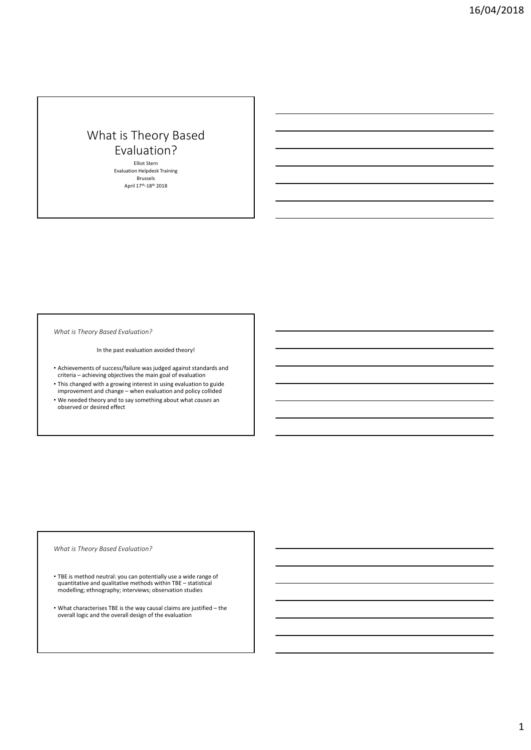# What is Theory Based Evaluation?

Elliot Stern
Evaluation Helpdesk Training
Brussels
April 17th-18th 2018

*What is Theory Based Evaluation?*

In the past evaluation avoided theory!

- Achievements of success/failure was judged against standards and criteria – achieving objectives the main goal of evaluation
- This changed with a growing interest in using evaluation to guide improvement and change – when evaluation and policy collided
- We needed theory and to say something about what *causes* an observed or desired effect

*What is Theory Based Evaluation?*

- TBE is method neutral: you can potentially use a wide range of quantitative and qualitative methods within TBE – statistical modelling; ethnography; interviews; observation studies
- What characterises TBE is the way causal claims are justified – the overall logic and the overall design of the evaluation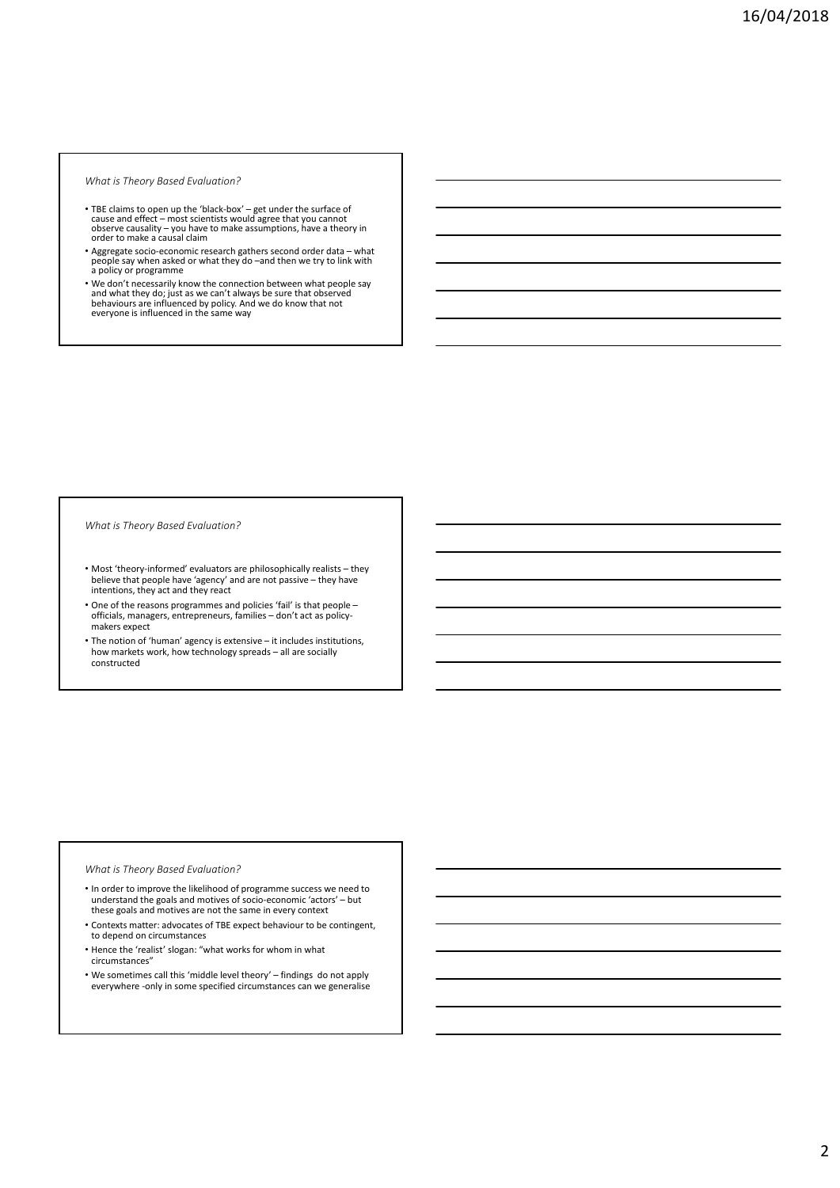*What is Theory Based Evaluation?*

- TBE claims to open up the 'black-box' – get under the surface of cause and effect – most scientists would agree that you cannot observe causality – you have to make assumptions, have a theory in order to make a causal claim
- Aggregate socio-economic research gathers second order data – what people say when asked or what they do –and then we try to link with a policy or programme
- We don't necessarily know the connection between what people say and what they do; just as we can't always be sure that observed behaviours are influenced by policy. And we do know that not everyone is influenced in the same way

*What is Theory Based Evaluation?*

- Most 'theory-informed' evaluators are philosophically realists – they believe that people have 'agency' and are not passive – they have intentions, they act and they react
- One of the reasons programmes and policies 'fail' is that people – officials, managers, entrepreneurs, families – don't act as policy-makers expect
- The notion of 'human' agency is extensive – it includes institutions, how markets work, how technology spreads – all are socially constructed

*What is Theory Based Evaluation?*

- In order to improve the likelihood of programme success we need to understand the goals and motives of socio-economic 'actors' – but these goals and motives are not the same in every context
- Contexts matter: advocates of TBE expect behaviour to be contingent, to depend on circumstances
- Hence the 'realist' slogan: "what works for whom in what circumstances"
- We sometimes call this 'middle level theory' – findings do not apply everywhere -only in some specified circumstances can we generalise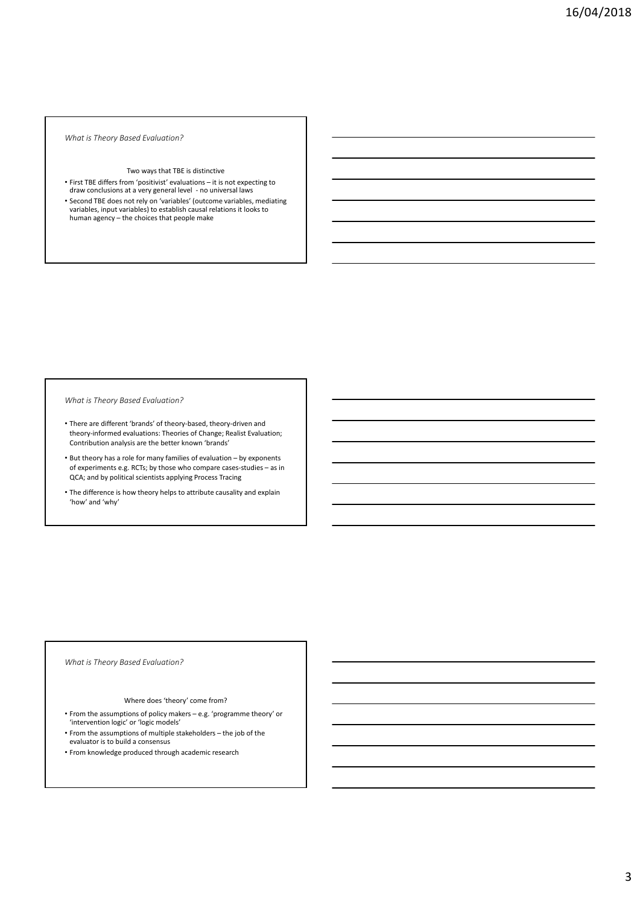*What is Theory Based Evaluation?*

Two ways that TBE is distinctive

- First TBE differs from 'positivist' evaluations – it is not expecting to draw conclusions at a very general level - no universal laws
- Second TBE does not rely on 'variables' (outcome variables, mediating variables, input variables) to establish causal relations it looks to human agency – the choices that people make

*What is Theory Based Evaluation?*

- There are different 'brands' of theory-based, theory-driven and theory-informed evaluations: Theories of Change; Realist Evaluation; Contribution analysis are the better known 'brands'
- But theory has a role for many families of evaluation – by exponents of experiments e.g. RCTs; by those who compare cases-studies – as in QCA; and by political scientists applying Process Tracing
- The difference is how theory helps to attribute causality and explain 'how' and 'why'

*What is Theory Based Evaluation?*

Where does 'theory' come from?

- From the assumptions of policy makers – e.g. 'programme theory' or 'intervention logic' or 'logic models'
- From the assumptions of multiple stakeholders – the job of the evaluator is to build a consensus
- From knowledge produced through academic research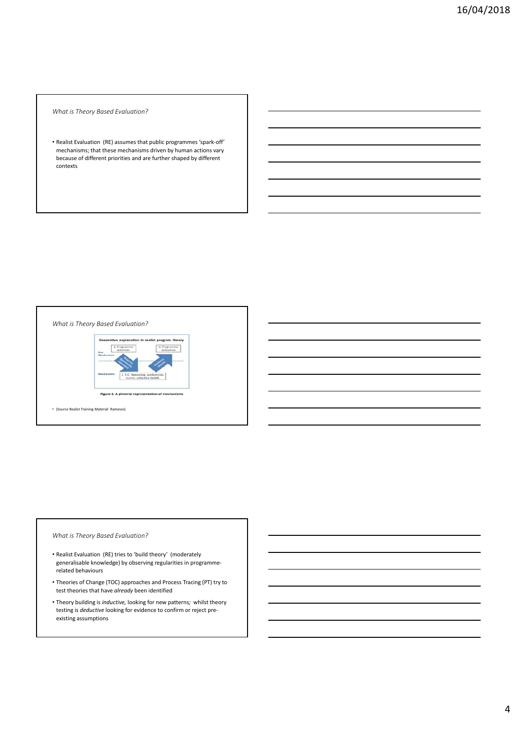## What is Theory Based Evaluation?

- Realist Evaluation (RE) assumes that public programmes 'spark-off' mechanisms; that these mechanisms driven by human actions vary because of different priorities and are further shaped by different contexts

## What is Theory Based Evaluation?

Generative explanation in realist program theory

1. Programme activities
3. Programme outcomes
2. E.G. Reasoning, preferences, norms, collective beliefs

Figure 1: A pictorial representation of mechanisms

- (Source Realist Training Material: Rameses)

## What is Theory Based Evaluation?

- Realist Evaluation (RE) tries to 'build theory' (moderately generalisable knowledge) by observing regularities in programme-related behaviours
- Theories of Change (TOC) approaches and Process Tracing (PT) try to test theories that have *already* been identified
- Theory building is *inductive*, looking for new patterns; whilst theory testing is *deductive* looking for evidence to confirm or reject pre-existing assumptions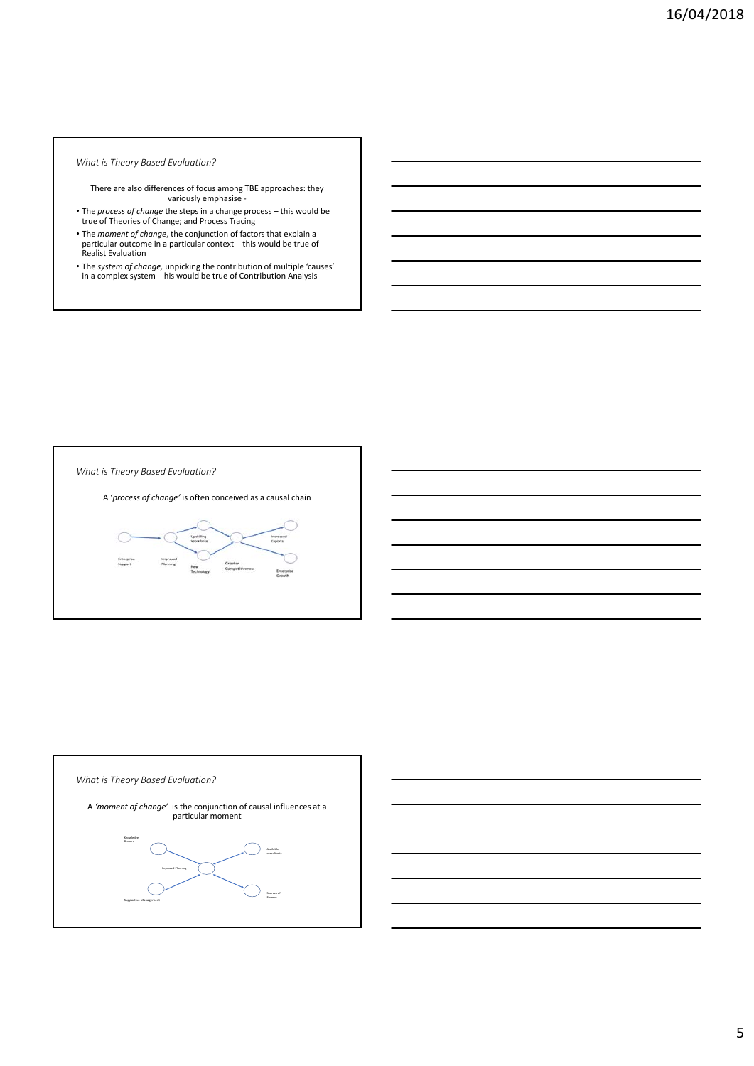*What is Theory Based Evaluation?*

There are also differences of focus among TBE approaches: they variously emphasise -

- The *process of change* the steps in a change process – this would be true of Theories of Change; and Process Tracing
- The *moment of change*, the conjunction of factors that explain a particular outcome in a particular context – this would be true of Realist Evaluation
- The *system of change,* unpicking the contribution of multiple 'causes' in a complex system – his would be true of Contribution Analysis

*What is Theory Based Evaluation?*

A '*process of change'* is often conceived as a causal chain

Enterprise Support · Improved Planning · Upskilling Workforce · New Technology · Greater Competitiveness · Increased Exports · Enterprise Growth

*What is Theory Based Evaluation?*

A *'moment of change'* is the conjunction of causal influences at a particular moment

Knowledge Brokers · Available consultants · Improved Planning · Supportive Management · Sources of Finance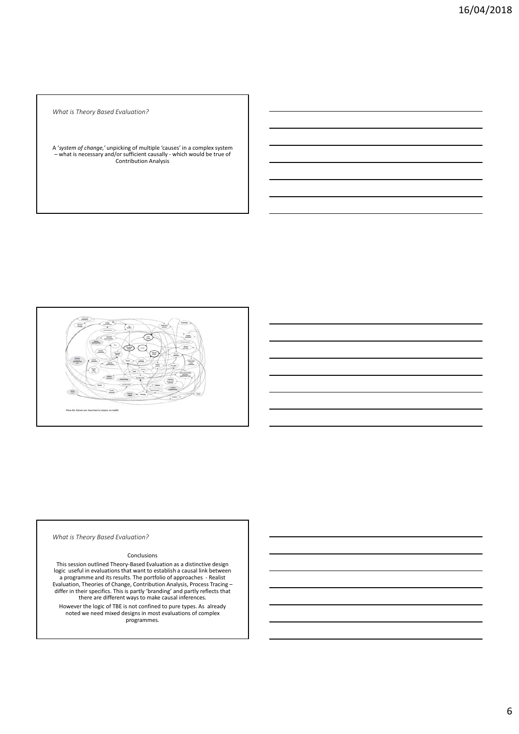*What is Theory Based Evaluation?*

A '*system of change,*' unpicking of multiple 'causes' in a complex system – what is necessary and/or sufficient causally - which would be true of Contribution Analysis

How the Games are theorised to impact on health.

*What is Theory Based Evaluation?*

Conclusions

This session outlined Theory-Based Evaluation as a distinctive design logic useful in evaluations that want to establish a causal link between a programme and its results. The portfolio of approaches - Realist Evaluation, Theories of Change, Contribution Analysis, Process Tracing – differ in their specifics. This is partly 'branding' and partly reflects that there are different ways to make causal inferences.

However the logic of TBE is not confined to pure types. As already noted we need mixed designs in most evaluations of complex programmes.